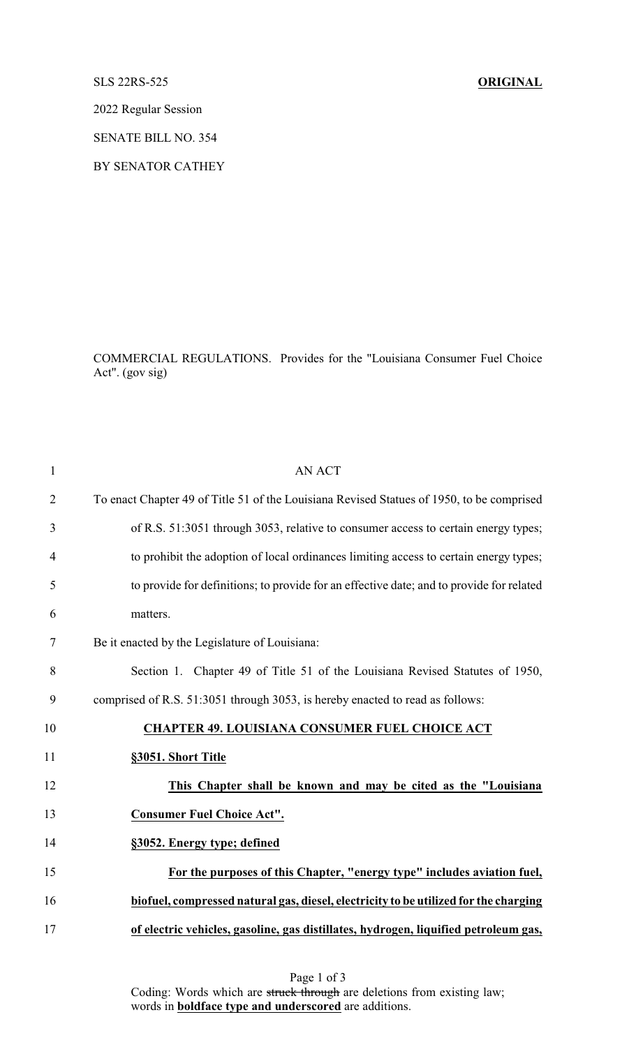SLS 22RS-525 **ORIGINAL**

2022 Regular Session

SENATE BILL NO. 354

BY SENATOR CATHEY

COMMERCIAL REGULATIONS. Provides for the "Louisiana Consumer Fuel Choice Act". (gov sig)

AN ACT

To enact Chapter 49 of Title 51 of the Louisiana Revised Statues of 1950, to be comprised of R.S. 51:3051 through 3053, relative to consumer access to certain energy types; to prohibit the adoption of local ordinances limiting access to certain energy types; to provide for definitions; to provide for an effective date; and to provide for related matters.

Be it enacted by the Legislature of Louisiana:

Section 1. Chapter 49 of Title 51 of the Louisiana Revised Statutes of 1950, comprised of R.S. 51:3051 through 3053, is hereby enacted to read as follows:

**CHAPTER 49. LOUISIANA CONSUMER FUEL CHOICE ACT**

**§3051. Short Title**

**This Chapter shall be known and may be cited as the "Louisiana Consumer Fuel Choice Act".**

**§3052. Energy type; defined**

**For the purposes of this Chapter, "energy type" includes aviation fuel, biofuel, compressed natural gas, diesel, electricity to be utilized for the charging of electric vehicles, gasoline, gas distillates, hydrogen, liquified petroleum gas,**

Coding: Words which are ~~struck through~~ are deletions from existing law; words in **boldface type and underscored** are additions.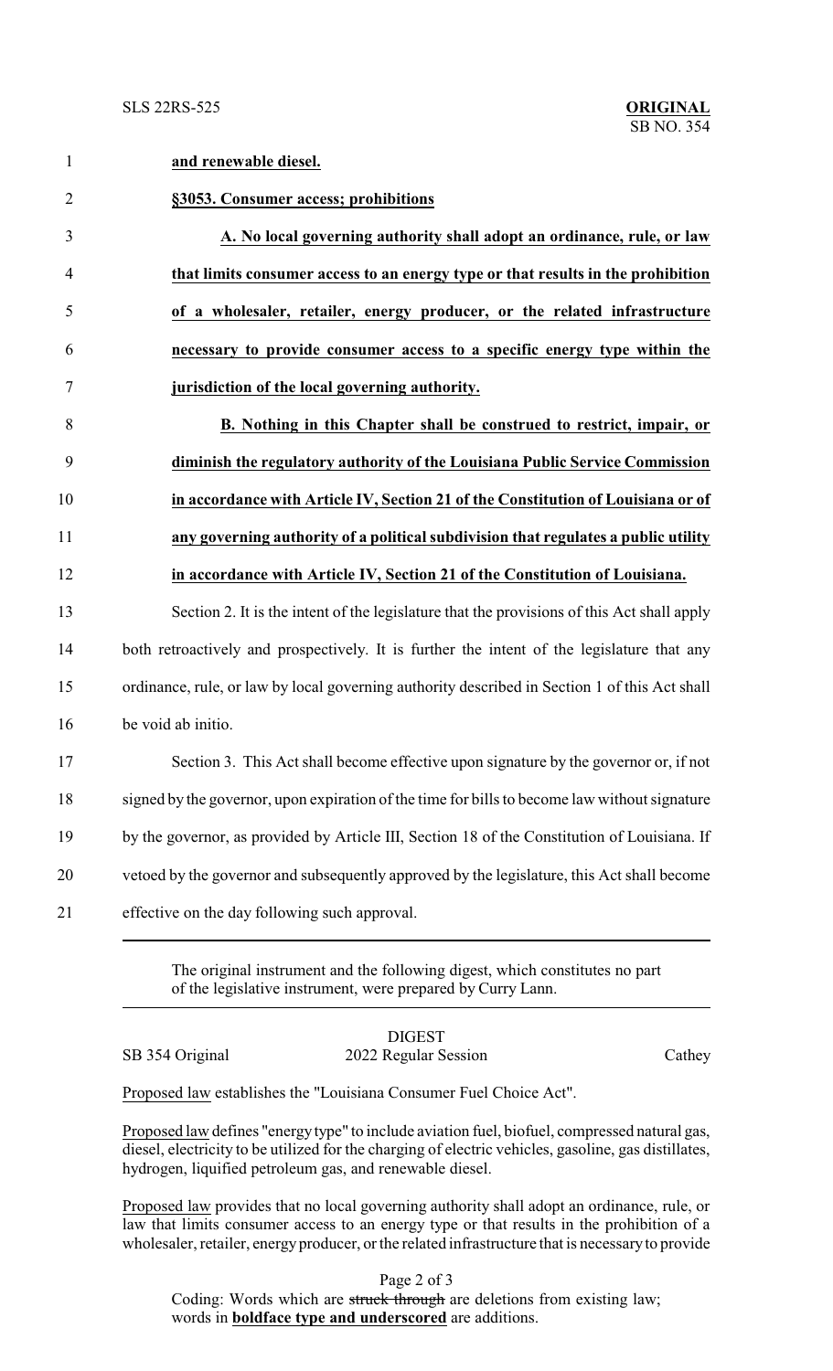**and renewable diesel.**

**§3053. Consumer access; prohibitions**

**A. No local governing authority shall adopt an ordinance, rule, or law that limits consumer access to an energy type or that results in the prohibition of a wholesaler, retailer, energy producer, or the related infrastructure necessary to provide consumer access to a specific energy type within the jurisdiction of the local governing authority.**

**B. Nothing in this Chapter shall be construed to restrict, impair, or diminish the regulatory authority of the Louisiana Public Service Commission in accordance with Article IV, Section 21 of the Constitution of Louisiana or of any governing authority of a political subdivision that regulates a public utility in accordance with Article IV, Section 21 of the Constitution of Louisiana.**

Section 2. It is the intent of the legislature that the provisions of this Act shall apply both retroactively and prospectively. It is further the intent of the legislature that any ordinance, rule, or law by local governing authority described in Section 1 of this Act shall be void ab initio.

Section 3. This Act shall become effective upon signature by the governor or, if not signed by the governor, upon expiration of the time for bills to become law without signature by the governor, as provided by Article III, Section 18 of the Constitution of Louisiana. If vetoed by the governor and subsequently approved by the legislature, this Act shall become effective on the day following such approval.

The original instrument and the following digest, which constitutes no part of the legislative instrument, were prepared by Curry Lann.

DIGEST

SB 354 Original — 2022 Regular Session — Cathey

Proposed law establishes the "Louisiana Consumer Fuel Choice Act".

Proposed law defines "energy type" to include aviation fuel, biofuel, compressed natural gas, diesel, electricity to be utilized for the charging of electric vehicles, gasoline, gas distillates, hydrogen, liquified petroleum gas, and renewable diesel.

Proposed law provides that no local governing authority shall adopt an ordinance, rule, or law that limits consumer access to an energy type or that results in the prohibition of a wholesaler, retailer, energy producer, or the related infrastructure that is necessary to provide

Coding: Words which are ~~struck through~~ are deletions from existing law; words in **boldface type and underscored** are additions.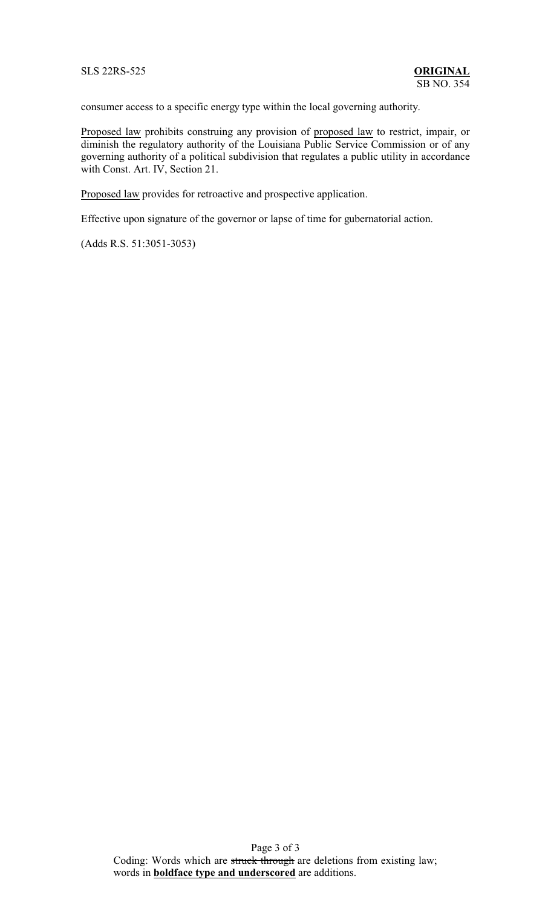consumer access to a specific energy type within the local governing authority.

Proposed law prohibits construing any provision of proposed law to restrict, impair, or diminish the regulatory authority of the Louisiana Public Service Commission or of any governing authority of a political subdivision that regulates a public utility in accordance with Const. Art. IV, Section 21.

Proposed law provides for retroactive and prospective application.

Effective upon signature of the governor or lapse of time for gubernatorial action.

(Adds R.S. 51:3051-3053)